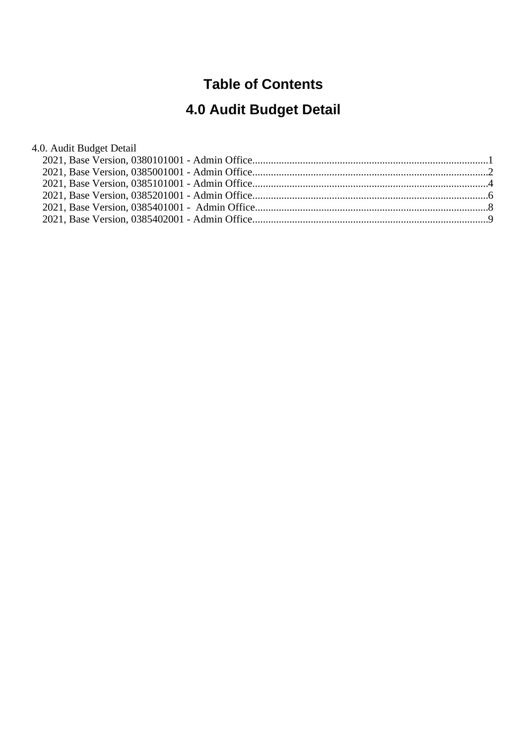# Table of Contents

# 4.0 Audit Budget Detail

4.0. Audit Budget Detail

- 2021, Base Version, 0380101001 - Admin Office........................................................................................1
- 2021, Base Version, 0385001001 - Admin Office........................................................................................2
- 2021, Base Version, 0385101001 - Admin Office........................................................................................4
- 2021, Base Version, 0385201001 - Admin Office........................................................................................6
- 2021, Base Version, 0385401001 -  Admin Office.......................................................................................8
- 2021, Base Version, 0385402001 - Admin Office........................................................................................9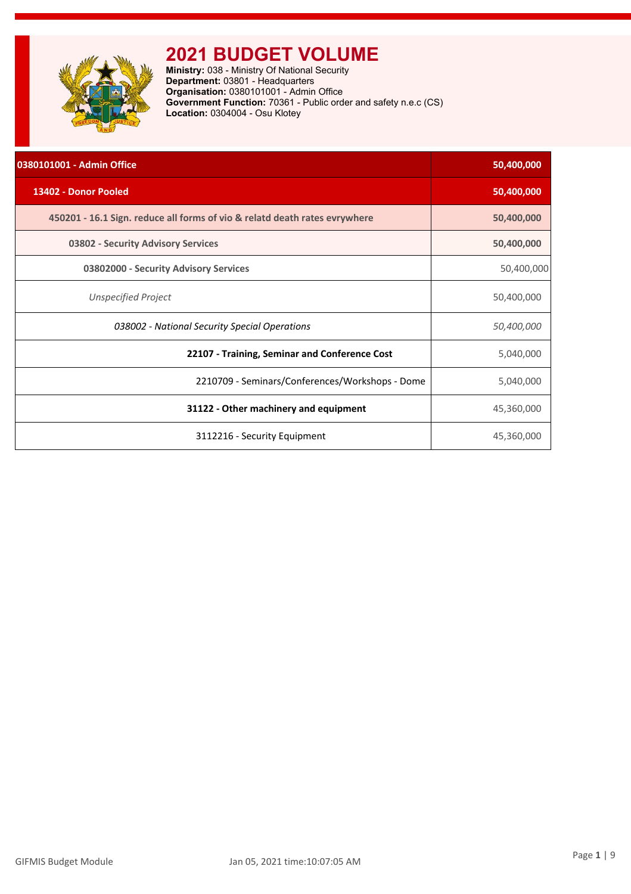# 2021 BUDGET VOLUME

**Ministry:** 038 - Ministry Of National Security
**Department:** 03801 - Headquarters
**Organisation:** 0380101001 - Admin Office
**Government Function:** 70361 - Public order and safety n.e.c (CS)
**Location:** 0304004 - Osu Klotey

| Item | Amount |
|---|---|
| **0380101001 - Admin Office** | **50,400,000** |
| **13402 - Donor Pooled** | **50,400,000** |
| **450201 - 16.1 Sign. reduce all forms of vio & relatd death rates evrywhere** | **50,400,000** |
| **03802 - Security Advisory Services** | **50,400,000** |
| **03802000 - Security Advisory Services** | 50,400,000 |
| *Unspecified Project* | 50,400,000 |
| *038002 - National Security Special Operations* | *50,400,000* |
| **22107 - Training, Seminar and Conference Cost** | 5,040,000 |
| 2210709 - Seminars/Conferences/Workshops - Dome | 5,040,000 |
| **31122 - Other machinery and equipment** | 45,360,000 |
| 3112216 - Security Equipment | 45,360,000 |

GIFMIS Budget Module

Jan 05, 2021 time:10:07:05 AM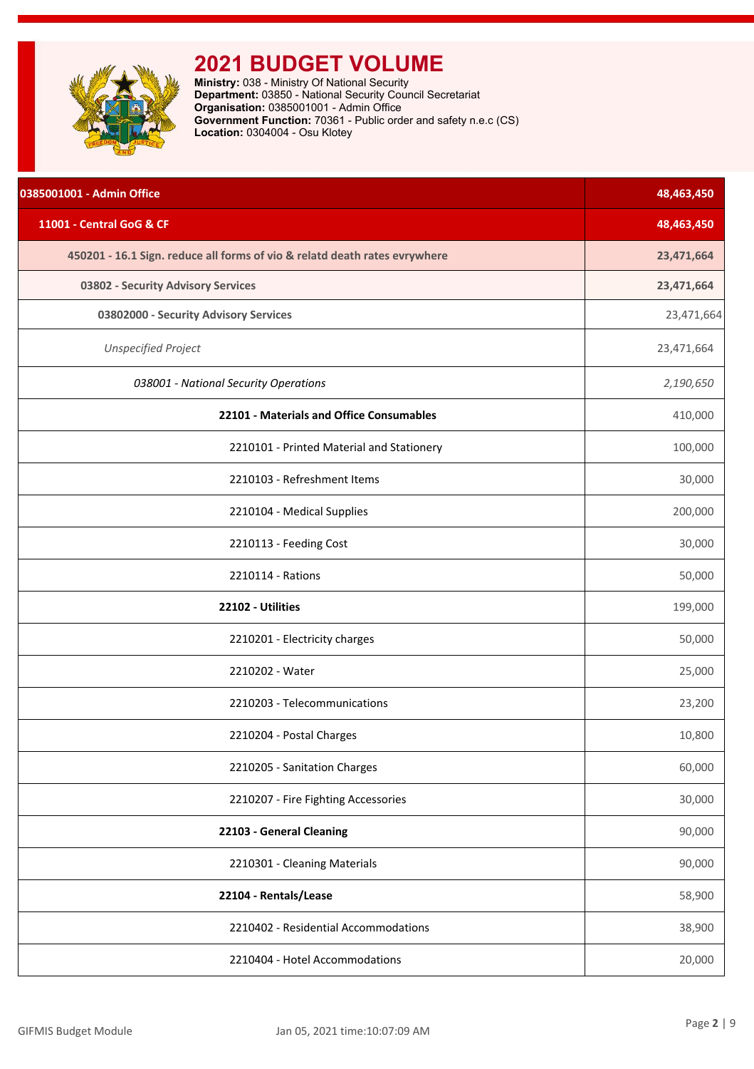# 2021 BUDGET VOLUME

**Ministry:** 038 - Ministry Of National Security
**Department:** 03850 - National Security Council Secretariat
**Organisation:** 0385001001 - Admin Office
**Government Function:** 70361 - Public order and safety n.e.c (CS)
**Location:** 0304004 - Osu Klotey

| Item | Amount |
|---|---|
| **0385001001 - Admin Office** | **48,463,450** |
| **11001 - Central GoG & CF** | **48,463,450** |
| **450201 - 16.1 Sign. reduce all forms of vio & relatd death rates evrywhere** | **23,471,664** |
| **03802 - Security Advisory Services** | **23,471,664** |
| **03802000 - Security Advisory Services** | 23,471,664 |
| *Unspecified Project* | 23,471,664 |
| *038001 - National Security Operations* | *2,190,650* |
| **22101 - Materials and Office Consumables** | 410,000 |
| 2210101 - Printed Material and Stationery | 100,000 |
| 2210103 - Refreshment Items | 30,000 |
| 2210104 - Medical Supplies | 200,000 |
| 2210113 - Feeding Cost | 30,000 |
| 2210114 - Rations | 50,000 |
| **22102 - Utilities** | 199,000 |
| 2210201 - Electricity charges | 50,000 |
| 2210202 - Water | 25,000 |
| 2210203 - Telecommunications | 23,200 |
| 2210204 - Postal Charges | 10,800 |
| 2210205 - Sanitation Charges | 60,000 |
| 2210207 - Fire Fighting Accessories | 30,000 |
| **22103 - General Cleaning** | 90,000 |
| 2210301 - Cleaning Materials | 90,000 |
| **22104 - Rentals/Lease** | 58,900 |
| 2210402 - Residential Accommodations | 38,900 |
| 2210404 - Hotel Accommodations | 20,000 |

GIFMIS Budget Module Jan 05, 2021 time:10:07:09 AM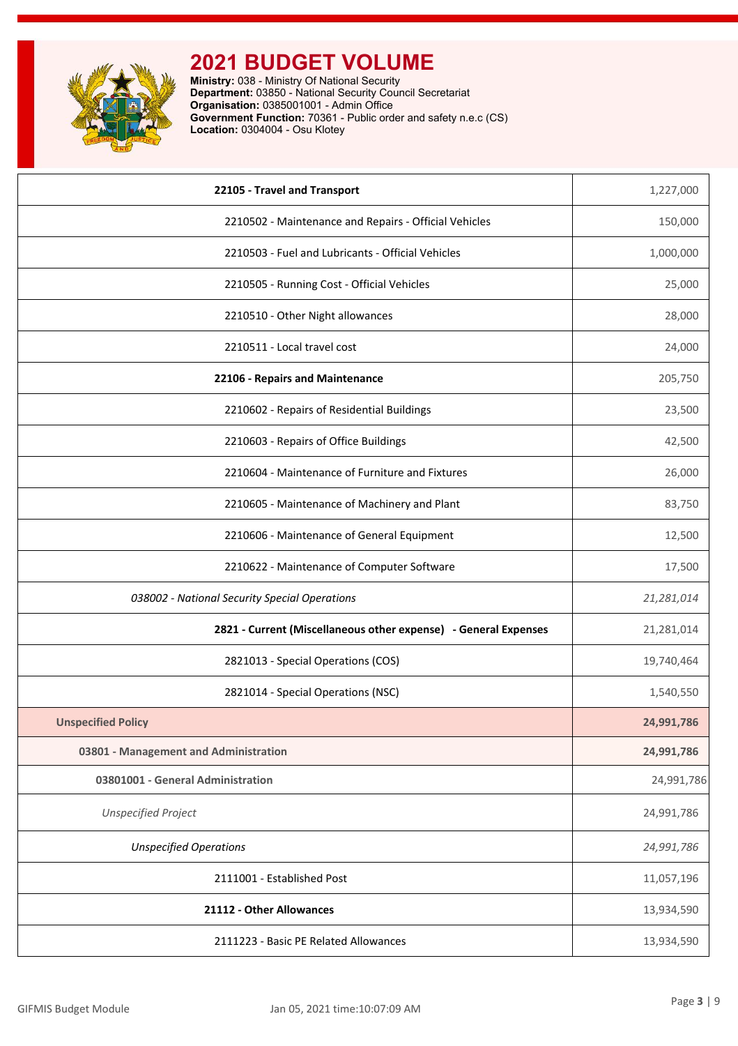# 2021 BUDGET VOLUME

**Ministry:** 038 - Ministry Of National Security
**Department:** 03850 - National Security Council Secretariat
**Organisation:** 0385001001 - Admin Office
**Government Function:** 70361 - Public order and safety n.e.c (CS)
**Location:** 0304004 - Osu Klotey

| | |
|---|---|
| **22105 - Travel and Transport** | 1,227,000 |
| 2210502 - Maintenance and Repairs - Official Vehicles | 150,000 |
| 2210503 - Fuel and Lubricants - Official Vehicles | 1,000,000 |
| 2210505 - Running Cost - Official Vehicles | 25,000 |
| 2210510 - Other Night allowances | 28,000 |
| 2210511 - Local travel cost | 24,000 |
| **22106 - Repairs and Maintenance** | 205,750 |
| 2210602 - Repairs of Residential Buildings | 23,500 |
| 2210603 - Repairs of Office Buildings | 42,500 |
| 2210604 - Maintenance of Furniture and Fixtures | 26,000 |
| 2210605 - Maintenance of Machinery and Plant | 83,750 |
| 2210606 - Maintenance of General Equipment | 12,500 |
| 2210622 - Maintenance of Computer Software | 17,500 |
| *038002 - National Security Special Operations* | *21,281,014* |
| **2821 - Current (Miscellaneous other expense) - General Expenses** | 21,281,014 |
| 2821013 - Special Operations (COS) | 19,740,464 |
| 2821014 - Special Operations (NSC) | 1,540,550 |
| **Unspecified Policy** | **24,991,786** |
| **03801 - Management and Administration** | **24,991,786** |
| **03801001 - General Administration** | 24,991,786 |
| *Unspecified Project* | 24,991,786 |
| *Unspecified Operations* | *24,991,786* |
| 2111001 - Established Post | 11,057,196 |
| **21112 - Other Allowances** | 13,934,590 |
| 2111223 - Basic PE Related Allowances | 13,934,590 |

GIFMIS Budget Module — Jan 05, 2021 time:10:07:09 AM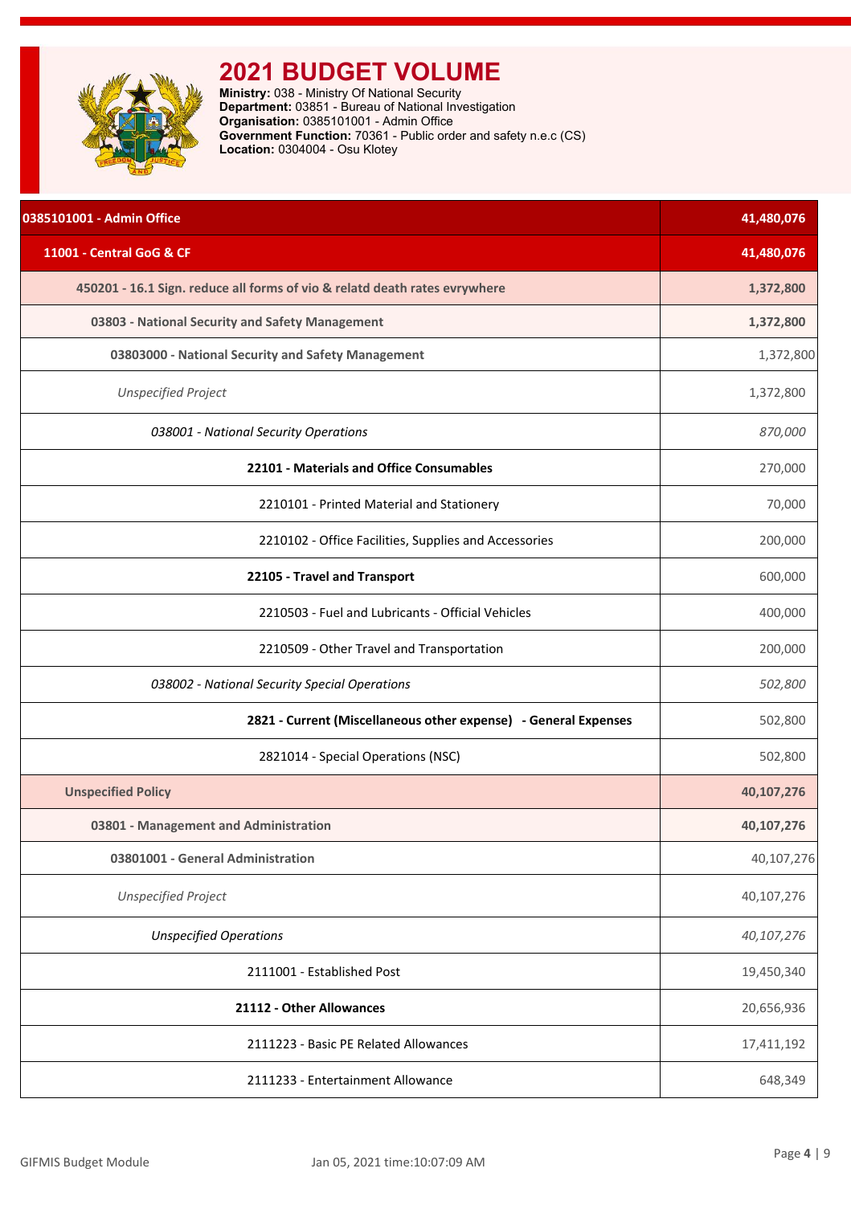# 2021 BUDGET VOLUME

**Ministry:** 038 - Ministry Of National Security
**Department:** 03851 - Bureau of National Investigation
**Organisation:** 0385101001 - Admin Office
**Government Function:** 70361 - Public order and safety n.e.c (CS)
**Location:** 0304004 - Osu Klotey

| | |
|---|---|
| **0385101001 - Admin Office** | **41,480,076** |
| **11001 - Central GoG & CF** | **41,480,076** |
| **450201 - 16.1 Sign. reduce all forms of vio & relatd death rates evrywhere** | **1,372,800** |
| **03803 - National Security and Safety Management** | **1,372,800** |
| **03803000 - National Security and Safety Management** | 1,372,800 |
| *Unspecified Project* | 1,372,800 |
| *038001 - National Security Operations* | *870,000* |
| **22101 - Materials and Office Consumables** | 270,000 |
| 2210101 - Printed Material and Stationery | 70,000 |
| 2210102 - Office Facilities, Supplies and Accessories | 200,000 |
| **22105 - Travel and Transport** | 600,000 |
| 2210503 - Fuel and Lubricants - Official Vehicles | 400,000 |
| 2210509 - Other Travel and Transportation | 200,000 |
| *038002 - National Security Special Operations* | *502,800* |
| **2821 - Current (Miscellaneous other expense) - General Expenses** | 502,800 |
| 2821014 - Special Operations (NSC) | 502,800 |
| **Unspecified Policy** | **40,107,276** |
| **03801 - Management and Administration** | **40,107,276** |
| **03801001 - General Administration** | 40,107,276 |
| *Unspecified Project* | 40,107,276 |
| *Unspecified Operations* | *40,107,276* |
| 2111001 - Established Post | 19,450,340 |
| **21112 - Other Allowances** | 20,656,936 |
| 2111223 - Basic PE Related Allowances | 17,411,192 |
| 2111233 - Entertainment Allowance | 648,349 |

GIFMIS Budget Module Jan 05, 2021 time:10:07:09 AM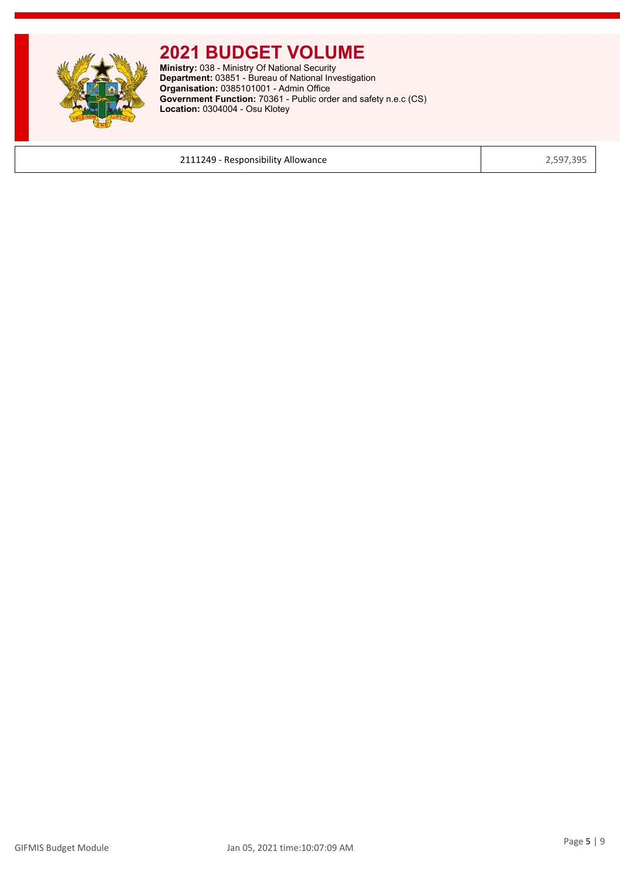# 2021 BUDGET VOLUME

**Ministry:** 038 - Ministry Of National Security
**Department:** 03851 - Bureau of National Investigation
**Organisation:** 0385101001 - Admin Office
**Government Function:** 70361 - Public order and safety n.e.c (CS)
**Location:** 0304004 - Osu Klotey

| | |
|---|---|
| 2111249 - Responsibility Allowance | 2,597,395 |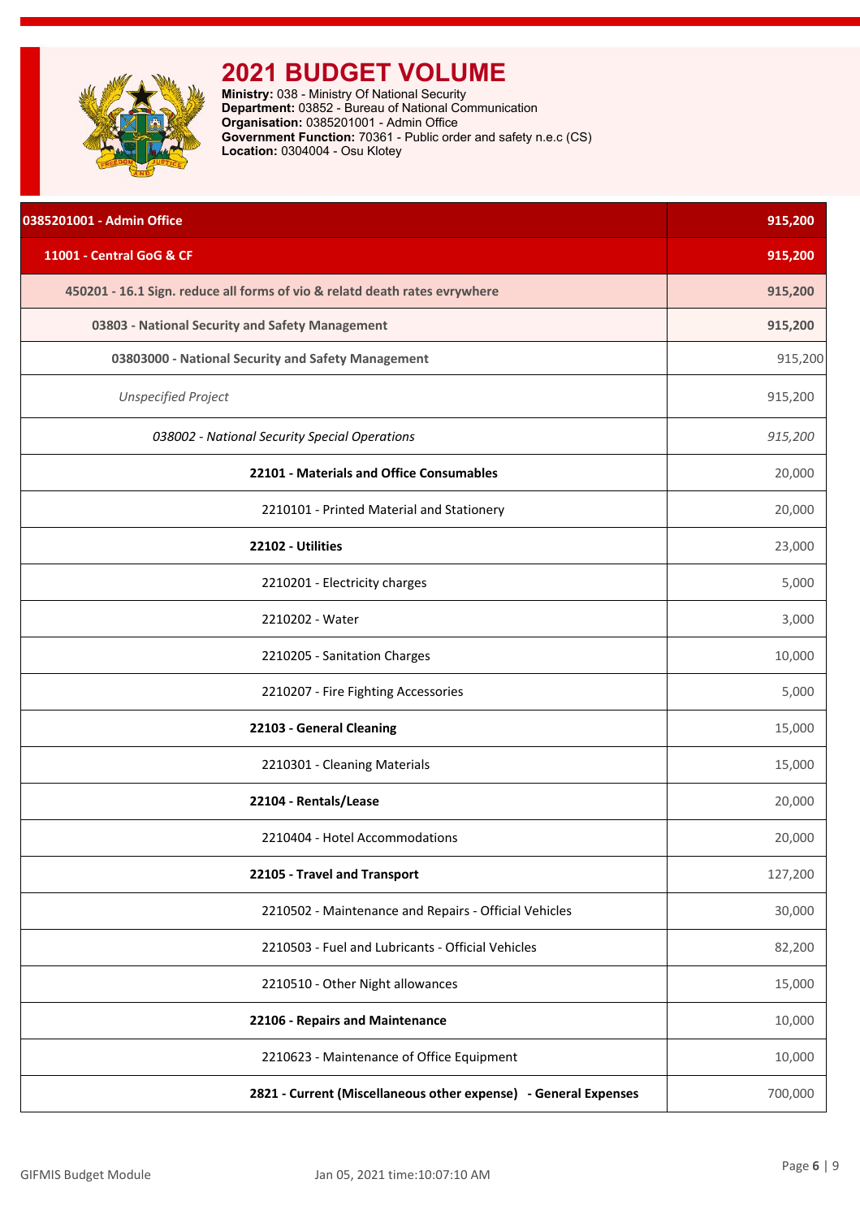# 2021 BUDGET VOLUME

**Ministry:** 038 - Ministry Of National Security
**Department:** 03852 - Bureau of National Communication
**Organisation:** 0385201001 - Admin Office
**Government Function:** 70361 - Public order and safety n.e.c (CS)
**Location:** 0304004 - Osu Klotey

| Item | Amount |
| --- | --- |
| **0385201001 - Admin Office** | **915,200** |
| **11001 - Central GoG & CF** | **915,200** |
| **450201 - 16.1 Sign. reduce all forms of vio & relatd death rates evrywhere** | **915,200** |
| **03803 - National Security and Safety Management** | **915,200** |
| **03803000 - National Security and Safety Management** | 915,200 |
| *Unspecified Project* | 915,200 |
| *038002 - National Security Special Operations* | *915,200* |
| **22101 - Materials and Office Consumables** | 20,000 |
| 2210101 - Printed Material and Stationery | 20,000 |
| **22102 - Utilities** | 23,000 |
| 2210201 - Electricity charges | 5,000 |
| 2210202 - Water | 3,000 |
| 2210205 - Sanitation Charges | 10,000 |
| 2210207 - Fire Fighting Accessories | 5,000 |
| **22103 - General Cleaning** | 15,000 |
| 2210301 - Cleaning Materials | 15,000 |
| **22104 - Rentals/Lease** | 20,000 |
| 2210404 - Hotel Accommodations | 20,000 |
| **22105 - Travel and Transport** | 127,200 |
| 2210502 - Maintenance and Repairs - Official Vehicles | 30,000 |
| 2210503 - Fuel and Lubricants - Official Vehicles | 82,200 |
| 2210510 - Other Night allowances | 15,000 |
| **22106 - Repairs and Maintenance** | 10,000 |
| 2210623 - Maintenance of Office Equipment | 10,000 |
| **2821 - Current (Miscellaneous other expense) - General Expenses** | 700,000 |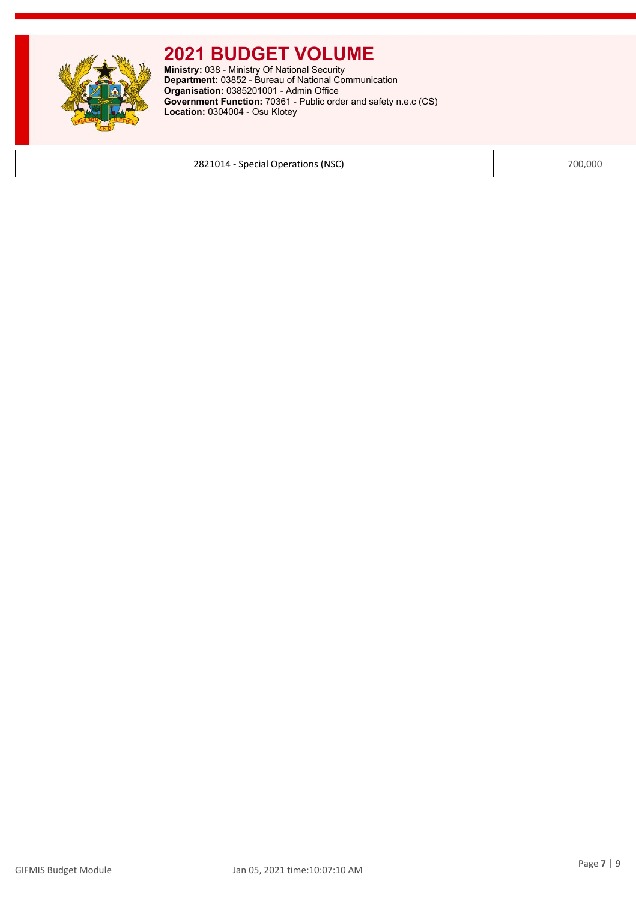# 2021 BUDGET VOLUME

**Ministry:** 038 - Ministry Of National Security
**Department:** 03852 - Bureau of National Communication
**Organisation:** 0385201001 - Admin Office
**Government Function:** 70361 - Public order and safety n.e.c (CS)
**Location:** 0304004 - Osu Klotey

| | |
|---|---|
| 2821014 - Special Operations (NSC) | 700,000 |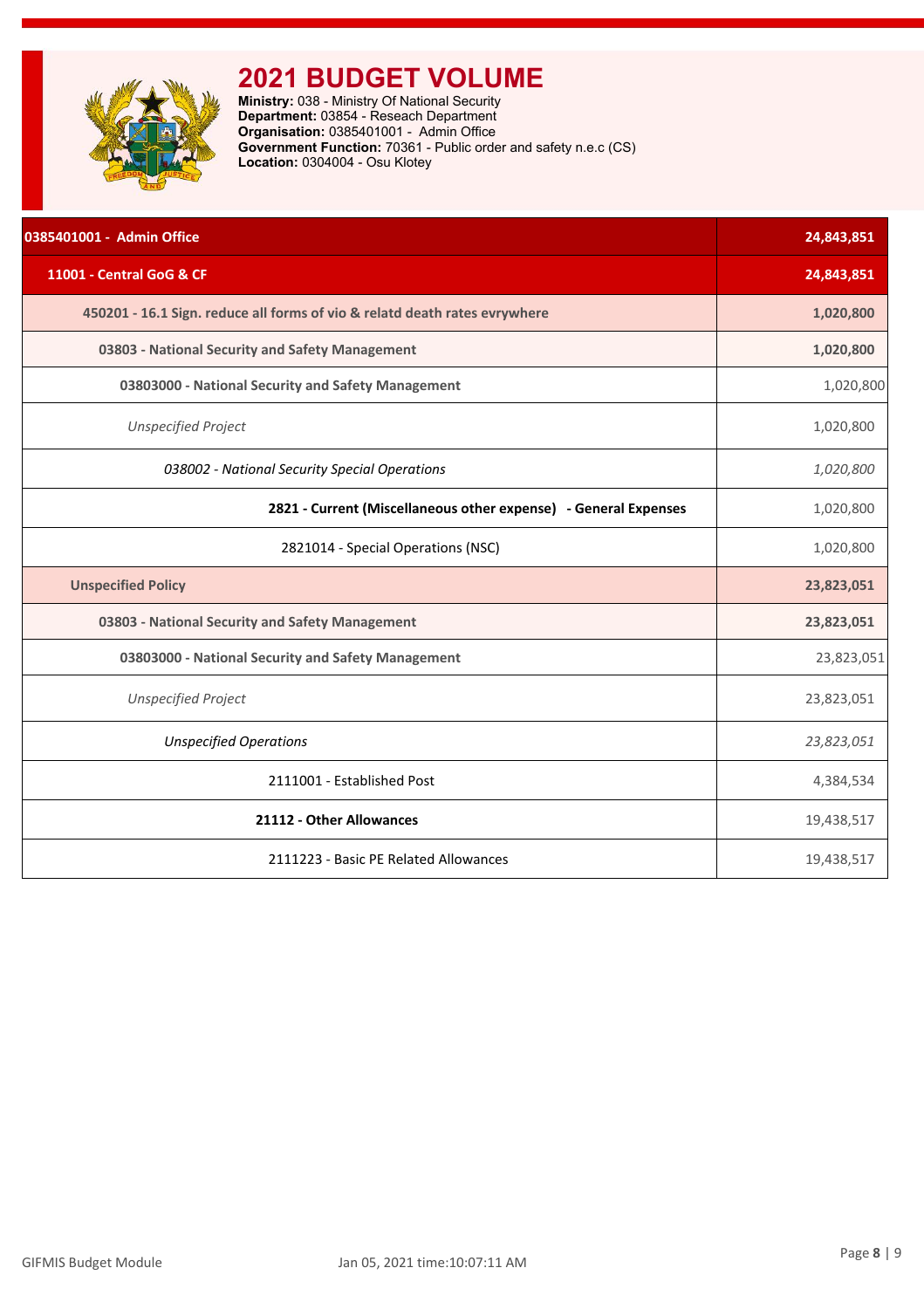# 2021 BUDGET VOLUME

**Ministry:** 038 - Ministry Of National Security
**Department:** 03854 - Reseach Department
**Organisation:** 0385401001 - Admin Office
**Government Function:** 70361 - Public order and safety n.e.c (CS)
**Location:** 0304004 - Osu Klotey

| 0385401001 - Admin Office | 24,843,851 |
|---|---|
| **11001 - Central GoG & CF** | **24,843,851** |
| **450201 - 16.1 Sign. reduce all forms of vio & relatd death rates evrywhere** | **1,020,800** |
| **03803 - National Security and Safety Management** | **1,020,800** |
| **03803000 - National Security and Safety Management** | 1,020,800 |
| *Unspecified Project* | 1,020,800 |
| *038002 - National Security Special Operations* | *1,020,800* |
| **2821 - Current (Miscellaneous other expense) - General Expenses** | 1,020,800 |
| 2821014 - Special Operations (NSC) | 1,020,800 |
| **Unspecified Policy** | **23,823,051** |
| **03803 - National Security and Safety Management** | **23,823,051** |
| **03803000 - National Security and Safety Management** | 23,823,051 |
| *Unspecified Project* | 23,823,051 |
| *Unspecified Operations* | *23,823,051* |
| 2111001 - Established Post | 4,384,534 |
| **21112 - Other Allowances** | 19,438,517 |
| 2111223 - Basic PE Related Allowances | 19,438,517 |

GIFMIS Budget Module    Jan 05, 2021 time:10:07:11 AM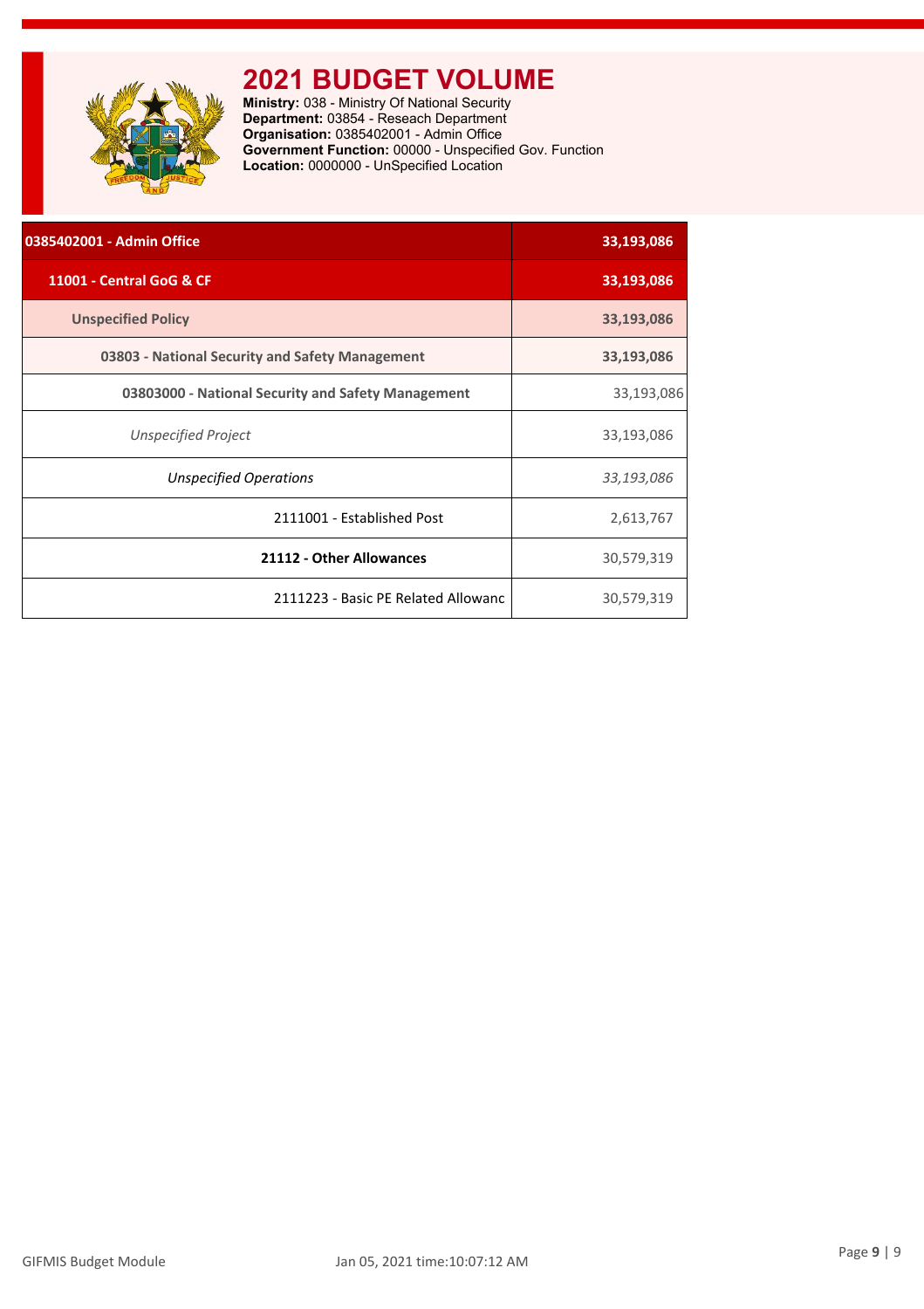# 2021 BUDGET VOLUME

**Ministry:** 038 - Ministry Of National Security
**Department:** 03854 - Reseach Department
**Organisation:** 0385402001 - Admin Office
**Government Function:** 00000 - Unspecified Gov. Function
**Location:** 0000000 - UnSpecified Location

| | |
|---|---|
| **0385402001 - Admin Office** | **33,193,086** |
| **11001 - Central GoG & CF** | **33,193,086** |
| **Unspecified Policy** | **33,193,086** |
| **03803 - National Security and Safety Management** | **33,193,086** |
| **03803000 - National Security and Safety Management** | 33,193,086 |
| *Unspecified Project* | 33,193,086 |
| *Unspecified Operations* | *33,193,086* |
| 2111001 - Established Post | 2,613,767 |
| **21112 - Other Allowances** | 30,579,319 |
| 2111223 - Basic PE Related Allowanc | 30,579,319 |

GIFMIS Budget Module

Jan 05, 2021 time:10:07:12 AM